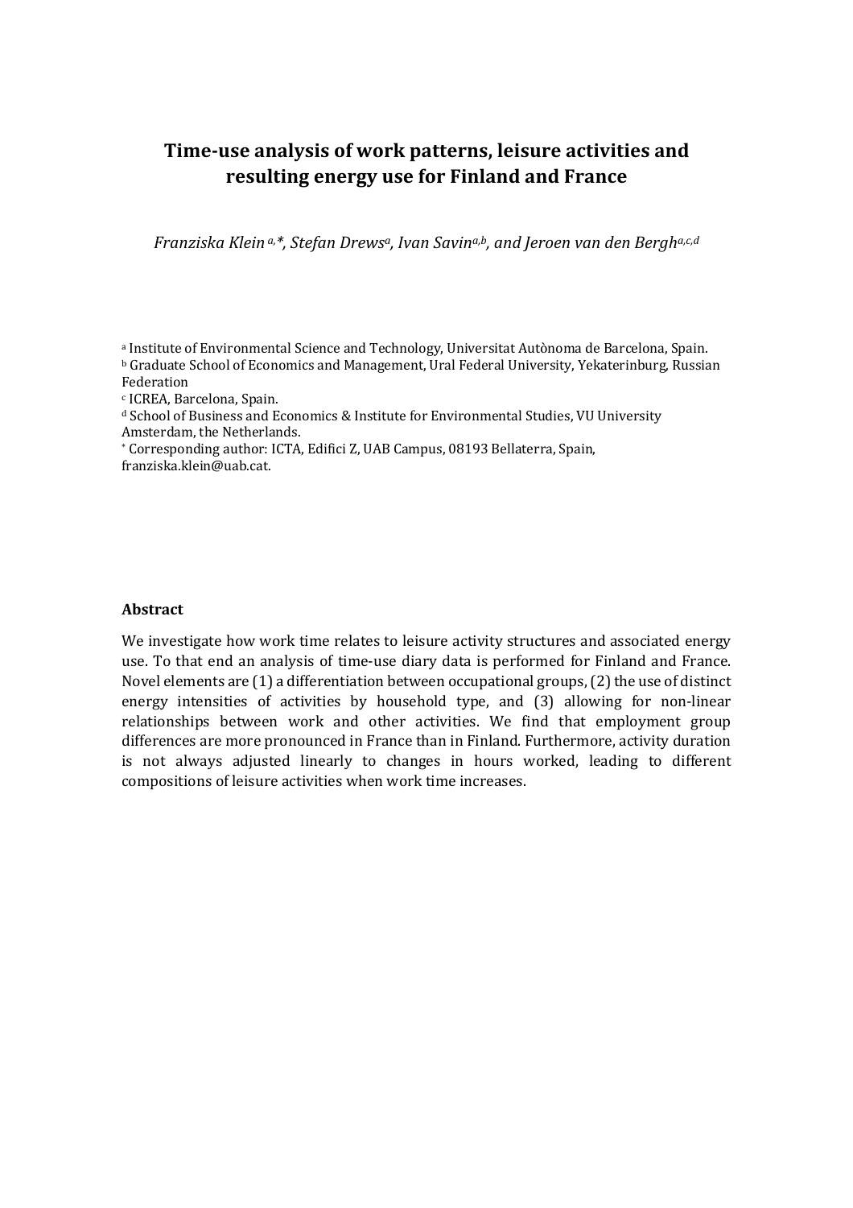# Time-use analysis of work patterns, leisure activities and resulting energy use for Finland and France

*Franziska Klein [a,*], Stefan Drews[a], Ivan Savin[a,b], and Jeroen van den Bergh[a,c,d]*

[a] Institute of Environmental Science and Technology, Universitat Autònoma de Barcelona, Spain.
[b] Graduate School of Economics and Management, Ural Federal University, Yekaterinburg, Russian Federation
[c] ICREA, Barcelona, Spain.
[d] School of Business and Economics & Institute for Environmental Studies, VU University Amsterdam, the Netherlands.
[*] Corresponding author: ICTA, Edifici Z, UAB Campus, 08193 Bellaterra, Spain, franziska.klein@uab.cat.

### Abstract

We investigate how work time relates to leisure activity structures and associated energy use. To that end an analysis of time-use diary data is performed for Finland and France. Novel elements are (1) a differentiation between occupational groups, (2) the use of distinct energy intensities of activities by household type, and (3) allowing for non-linear relationships between work and other activities. We find that employment group differences are more pronounced in France than in Finland. Furthermore, activity duration is not always adjusted linearly to changes in hours worked, leading to different compositions of leisure activities when work time increases.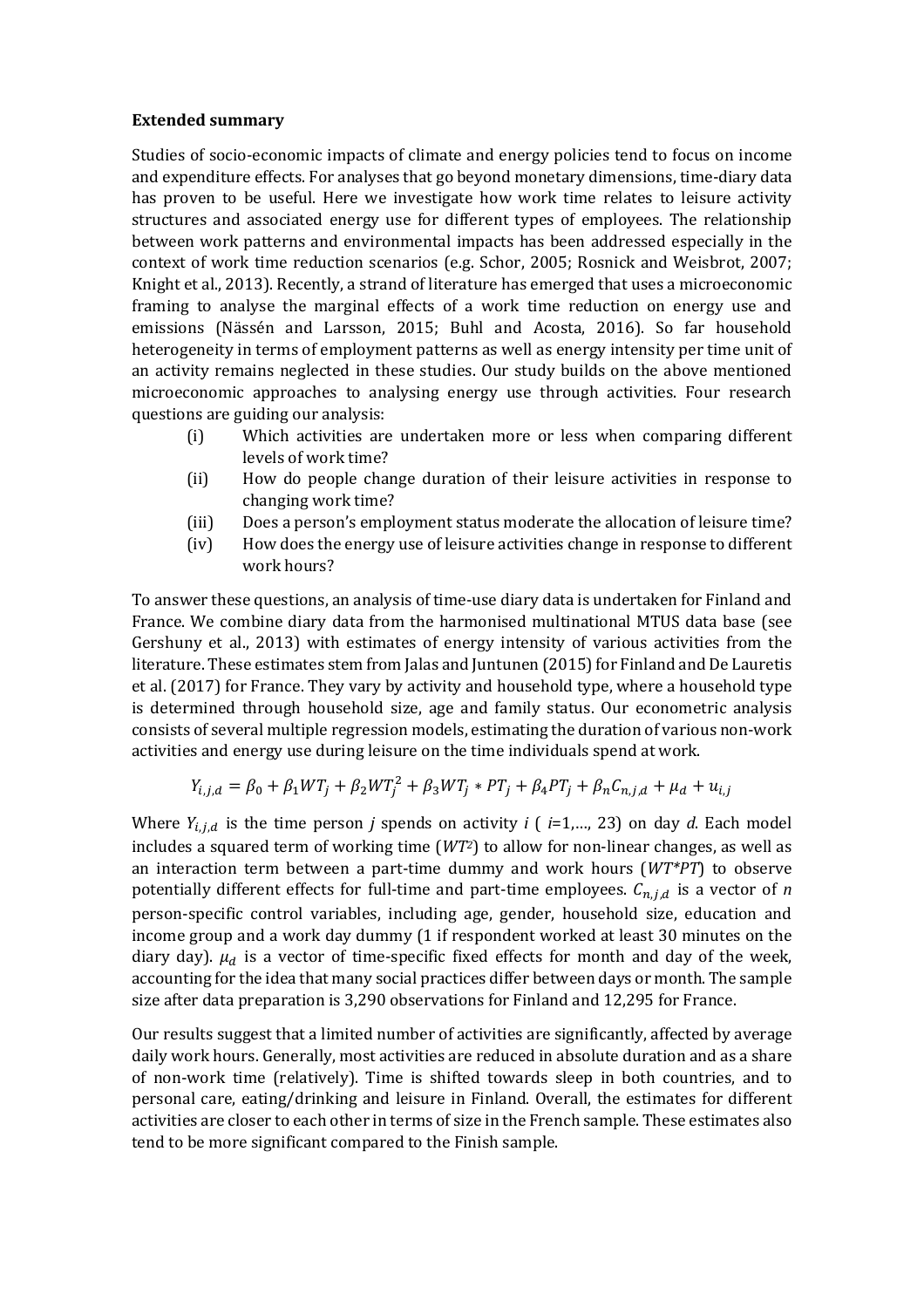**Extended summary**

Studies of socio-economic impacts of climate and energy policies tend to focus on income and expenditure effects. For analyses that go beyond monetary dimensions, time-diary data has proven to be useful. Here we investigate how work time relates to leisure activity structures and associated energy use for different types of employees. The relationship between work patterns and environmental impacts has been addressed especially in the context of work time reduction scenarios (e.g. Schor, 2005; Rosnick and Weisbrot, 2007; Knight et al., 2013). Recently, a strand of literature has emerged that uses a microeconomic framing to analyse the marginal effects of a work time reduction on energy use and emissions (Nässén and Larsson, 2015; Buhl and Acosta, 2016). So far household heterogeneity in terms of employment patterns as well as energy intensity per time unit of an activity remains neglected in these studies. Our study builds on the above mentioned microeconomic approaches to analysing energy use through activities. Four research questions are guiding our analysis:

(i) Which activities are undertaken more or less when comparing different levels of work time?
(ii) How do people change duration of their leisure activities in response to changing work time?
(iii) Does a person's employment status moderate the allocation of leisure time?
(iv) How does the energy use of leisure activities change in response to different work hours?

To answer these questions, an analysis of time-use diary data is undertaken for Finland and France. We combine diary data from the harmonised multinational MTUS data base (see Gershuny et al., 2013) with estimates of energy intensity of various activities from the literature. These estimates stem from Jalas and Juntunen (2015) for Finland and De Lauretis et al. (2017) for France. They vary by activity and household type, where a household type is determined through household size, age and family status. Our econometric analysis consists of several multiple regression models, estimating the duration of various non-work activities and energy use during leisure on the time individuals spend at work.

$$Y_{i,j,d} = \beta_0 + \beta_1 WT_j + \beta_2 WT_j^2 + \beta_3 WT_j * PT_j + \beta_4 PT_j + \beta_n C_{n,j,d} + \mu_d + u_{i,j}$$

Where $Y_{i,j,d}$ is the time person *j* spends on activity *i* ( *i*=1,..., 23) on day *d*. Each model includes a squared term of working time ($WT^2$) to allow for non-linear changes, as well as an interaction term between a part-time dummy and work hours ($WT*PT$) to observe potentially different effects for full-time and part-time employees. $C_{n,j,d}$ is a vector of *n* person-specific control variables, including age, gender, household size, education and income group and a work day dummy (1 if respondent worked at least 30 minutes on the diary day). $\mu_d$ is a vector of time-specific fixed effects for month and day of the week, accounting for the idea that many social practices differ between days or month. The sample size after data preparation is 3,290 observations for Finland and 12,295 for France.

Our results suggest that a limited number of activities are significantly, affected by average daily work hours. Generally, most activities are reduced in absolute duration and as a share of non-work time (relatively). Time is shifted towards sleep in both countries, and to personal care, eating/drinking and leisure in Finland. Overall, the estimates for different activities are closer to each other in terms of size in the French sample. These estimates also tend to be more significant compared to the Finish sample.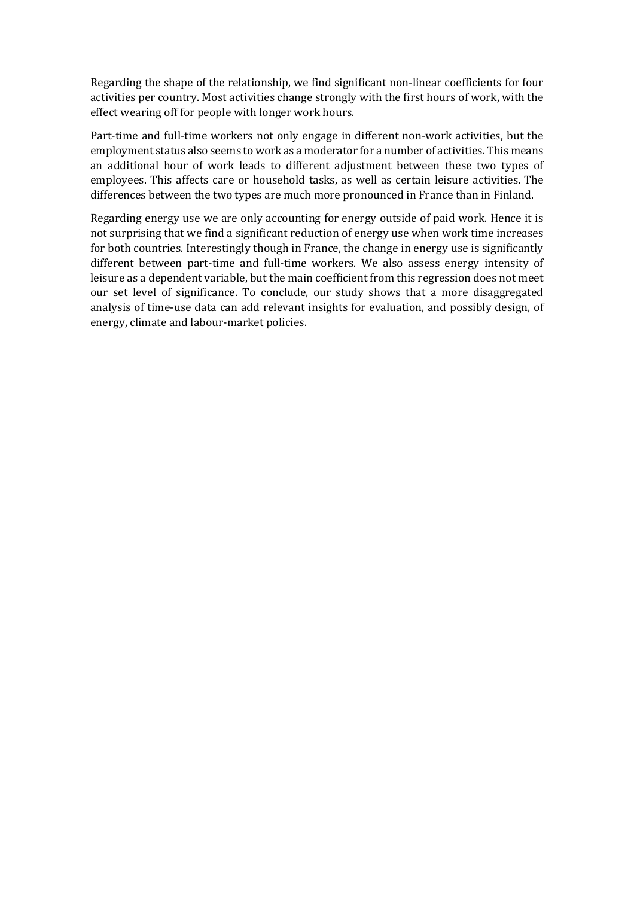Regarding the shape of the relationship, we find significant non-linear coefficients for four activities per country. Most activities change strongly with the first hours of work, with the effect wearing off for people with longer work hours.

Part-time and full-time workers not only engage in different non-work activities, but the employment status also seems to work as a moderator for a number of activities. This means an additional hour of work leads to different adjustment between these two types of employees. This affects care or household tasks, as well as certain leisure activities. The differences between the two types are much more pronounced in France than in Finland.

Regarding energy use we are only accounting for energy outside of paid work. Hence it is not surprising that we find a significant reduction of energy use when work time increases for both countries. Interestingly though in France, the change in energy use is significantly different between part-time and full-time workers. We also assess energy intensity of leisure as a dependent variable, but the main coefficient from this regression does not meet our set level of significance. To conclude, our study shows that a more disaggregated analysis of time-use data can add relevant insights for evaluation, and possibly design, of energy, climate and labour-market policies.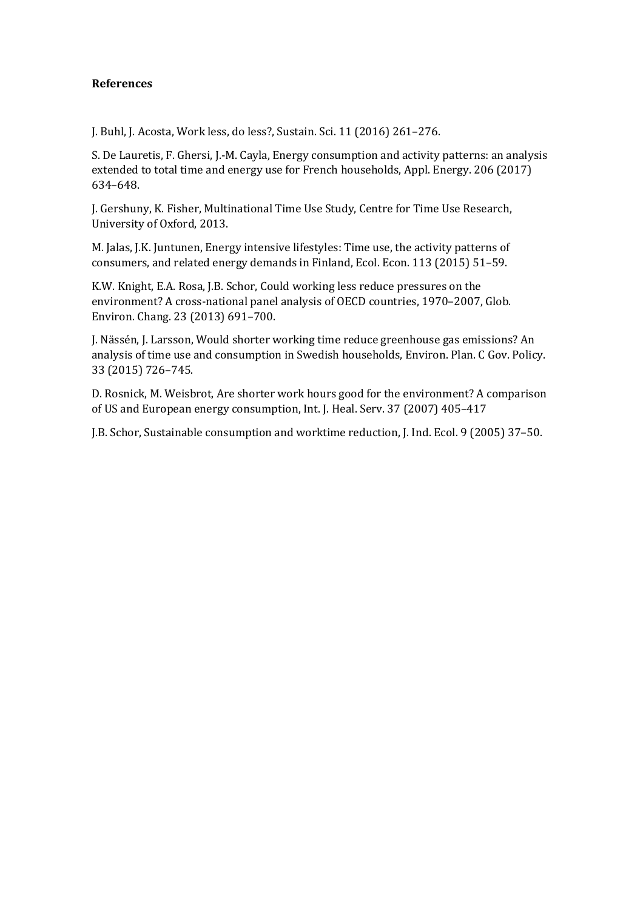**References**

J. Buhl, J. Acosta, Work less, do less?, Sustain. Sci. 11 (2016) 261–276.

S. De Lauretis, F. Ghersi, J.-M. Cayla, Energy consumption and activity patterns: an analysis extended to total time and energy use for French households, Appl. Energy. 206 (2017) 634–648.

J. Gershuny, K. Fisher, Multinational Time Use Study, Centre for Time Use Research, University of Oxford, 2013.

M. Jalas, J.K. Juntunen, Energy intensive lifestyles: Time use, the activity patterns of consumers, and related energy demands in Finland, Ecol. Econ. 113 (2015) 51–59.

K.W. Knight, E.A. Rosa, J.B. Schor, Could working less reduce pressures on the environment? A cross-national panel analysis of OECD countries, 1970–2007, Glob. Environ. Chang. 23 (2013) 691–700.

J. Nässén, J. Larsson, Would shorter working time reduce greenhouse gas emissions? An analysis of time use and consumption in Swedish households, Environ. Plan. C Gov. Policy. 33 (2015) 726–745.

D. Rosnick, M. Weisbrot, Are shorter work hours good for the environment? A comparison of US and European energy consumption, Int. J. Heal. Serv. 37 (2007) 405–417

J.B. Schor, Sustainable consumption and worktime reduction, J. Ind. Ecol. 9 (2005) 37–50.